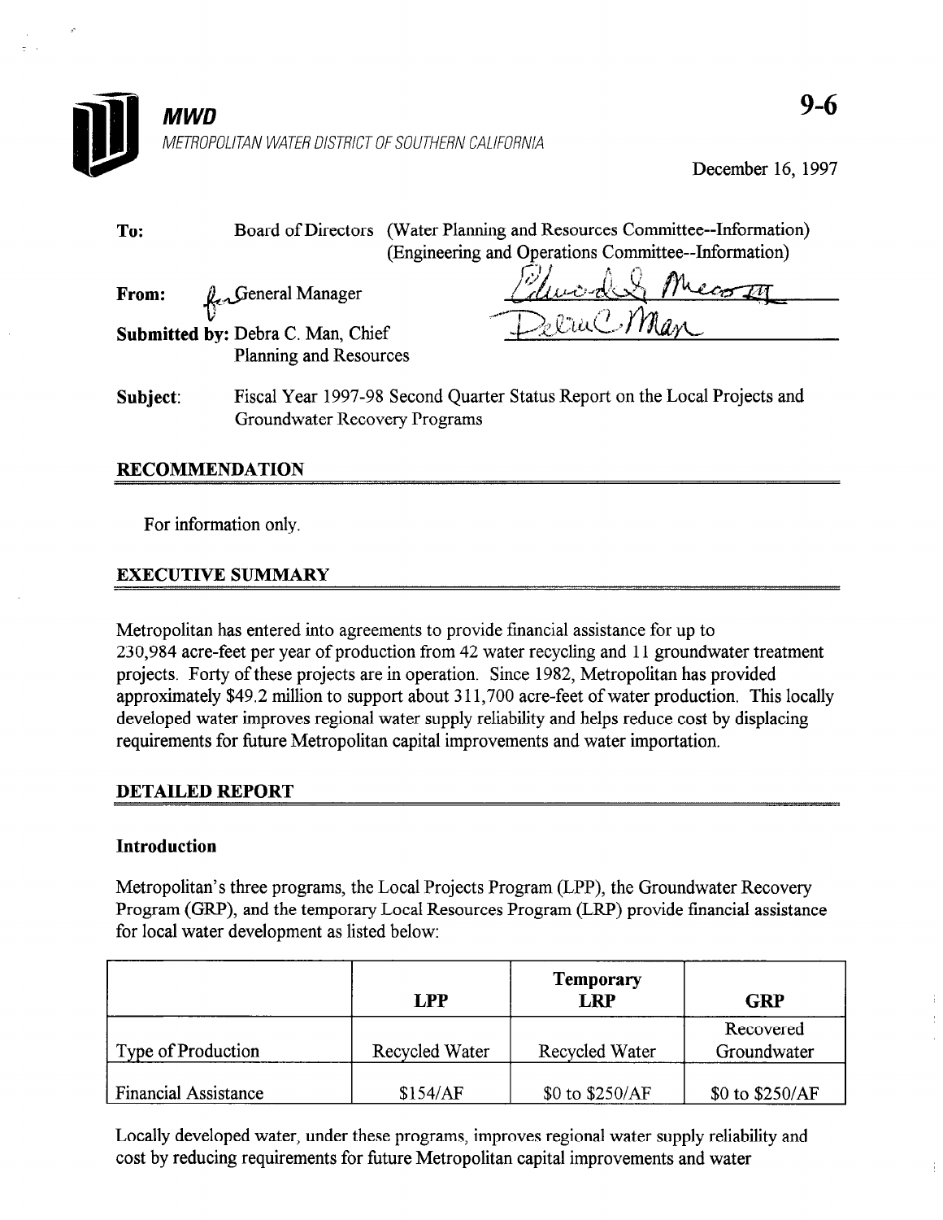**MWD**

*METROPOLITAN WATER DISTRICT OF SOUTHERN CALIFORNIA*

9-6

December 16, 1997

**To:** Board of Directors (Water Planning and Resources Committee--Information) (Engineering and Operations Committee--Information)

**From:** for General Manager

**Submitted by:** Debra C. Man, Chief Planning and Resources

**Subject:** Fiscal Year 1997-98 Second Quarter Status Report on the Local Projects and Groundwater Recovery Programs

## RECOMMENDATION

For information only.

## EXECUTIVE SUMMARY

Metropolitan has entered into agreements to provide financial assistance for up to 230,984 acre-feet per year of production from 42 water recycling and 11 groundwater treatment projects. Forty of these projects are in operation. Since 1982, Metropolitan has provided approximately \$49.2 million to support about 311,700 acre-feet of water production. This locally developed water improves regional water supply reliability and helps reduce cost by displacing requirements for future Metropolitan capital improvements and water importation.

## DETAILED REPORT

### Introduction

Metropolitan's three programs, the Local Projects Program (LPP), the Groundwater Recovery Program (GRP), and the temporary Local Resources Program (LRP) provide financial assistance for local water development as listed below:

| | LPP | Temporary LRP | GRP |
|---|---|---|---|
| Type of Production | Recycled Water | Recycled Water | Recovered Groundwater |
| Financial Assistance | \$154/AF | \$0 to \$250/AF | \$0 to \$250/AF |

Locally developed water, under these programs, improves regional water supply reliability and cost by reducing requirements for future Metropolitan capital improvements and water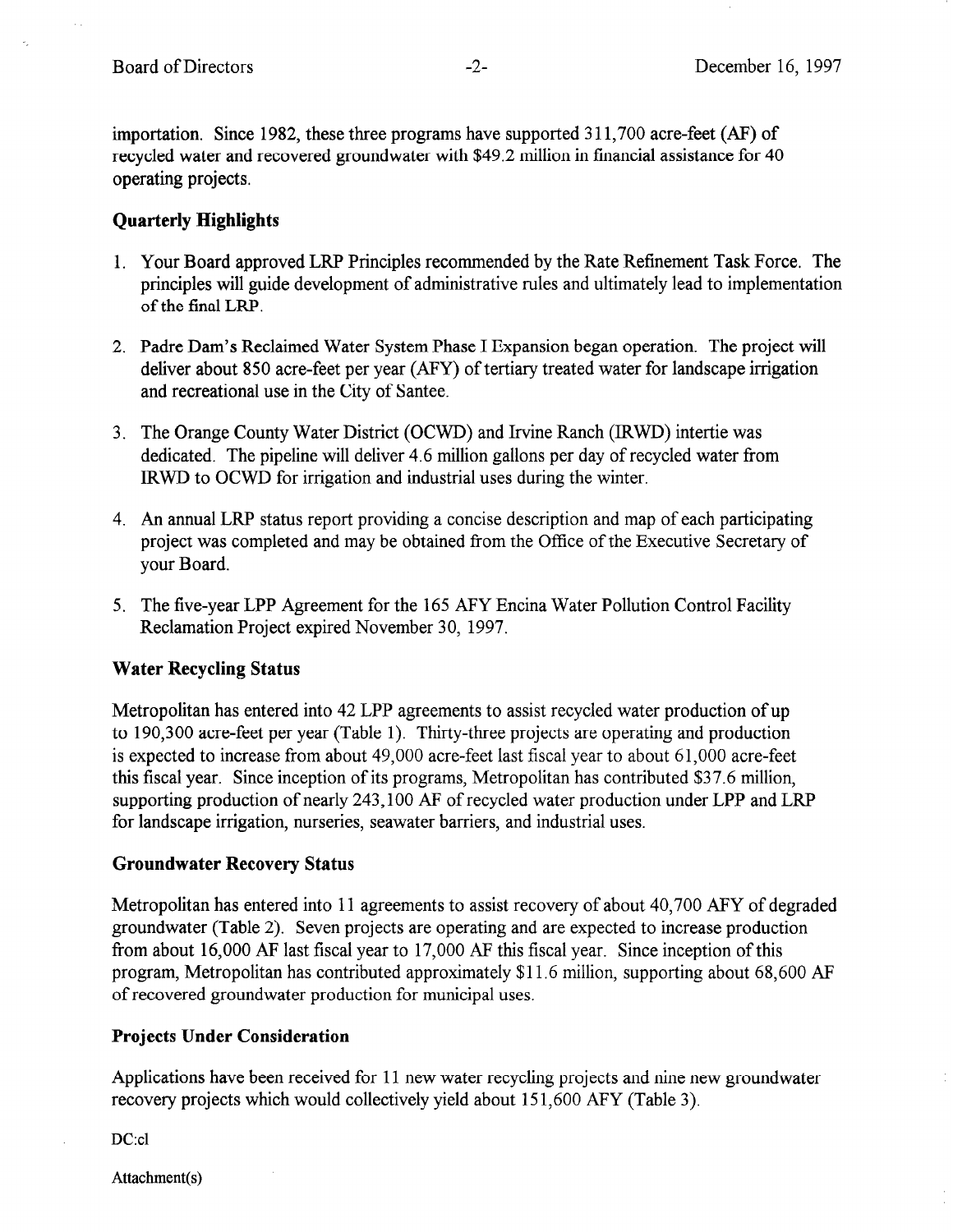importation. Since 1982, these three programs have supported 311,700 acre-feet (AF) of recycled water and recovered groundwater with $49.2 million in financial assistance for 40 operating projects.

## Quarterly Highlights

1. Your Board approved LRP Principles recommended by the Rate Refinement Task Force. The principles will guide development of administrative rules and ultimately lead to implementation of the final LRP.

2. Padre Dam's Reclaimed Water System Phase I Expansion began operation. The project will deliver about 850 acre-feet per year (AFY) of tertiary treated water for landscape irrigation and recreational use in the City of Santee.

3. The Orange County Water District (OCWD) and Irvine Ranch (IRWD) intertie was dedicated. The pipeline will deliver 4.6 million gallons per day of recycled water from IRWD to OCWD for irrigation and industrial uses during the winter.

4. An annual LRP status report providing a concise description and map of each participating project was completed and may be obtained from the Office of the Executive Secretary of your Board.

5. The five-year LPP Agreement for the 165 AFY Encina Water Pollution Control Facility Reclamation Project expired November 30, 1997.

## Water Recycling Status

Metropolitan has entered into 42 LPP agreements to assist recycled water production of up to 190,300 acre-feet per year (Table 1). Thirty-three projects are operating and production is expected to increase from about 49,000 acre-feet last fiscal year to about 61,000 acre-feet this fiscal year. Since inception of its programs, Metropolitan has contributed $37.6 million, supporting production of nearly 243,100 AF of recycled water production under LPP and LRP for landscape irrigation, nurseries, seawater barriers, and industrial uses.

## Groundwater Recovery Status

Metropolitan has entered into 11 agreements to assist recovery of about 40,700 AFY of degraded groundwater (Table 2). Seven projects are operating and are expected to increase production from about 16,000 AF last fiscal year to 17,000 AF this fiscal year. Since inception of this program, Metropolitan has contributed approximately $11.6 million, supporting about 68,600 AF of recovered groundwater production for municipal uses.

## Projects Under Consideration

Applications have been received for 11 new water recycling projects and nine new groundwater recovery projects which would collectively yield about 151,600 AFY (Table 3).

DC:cl

Attachment(s)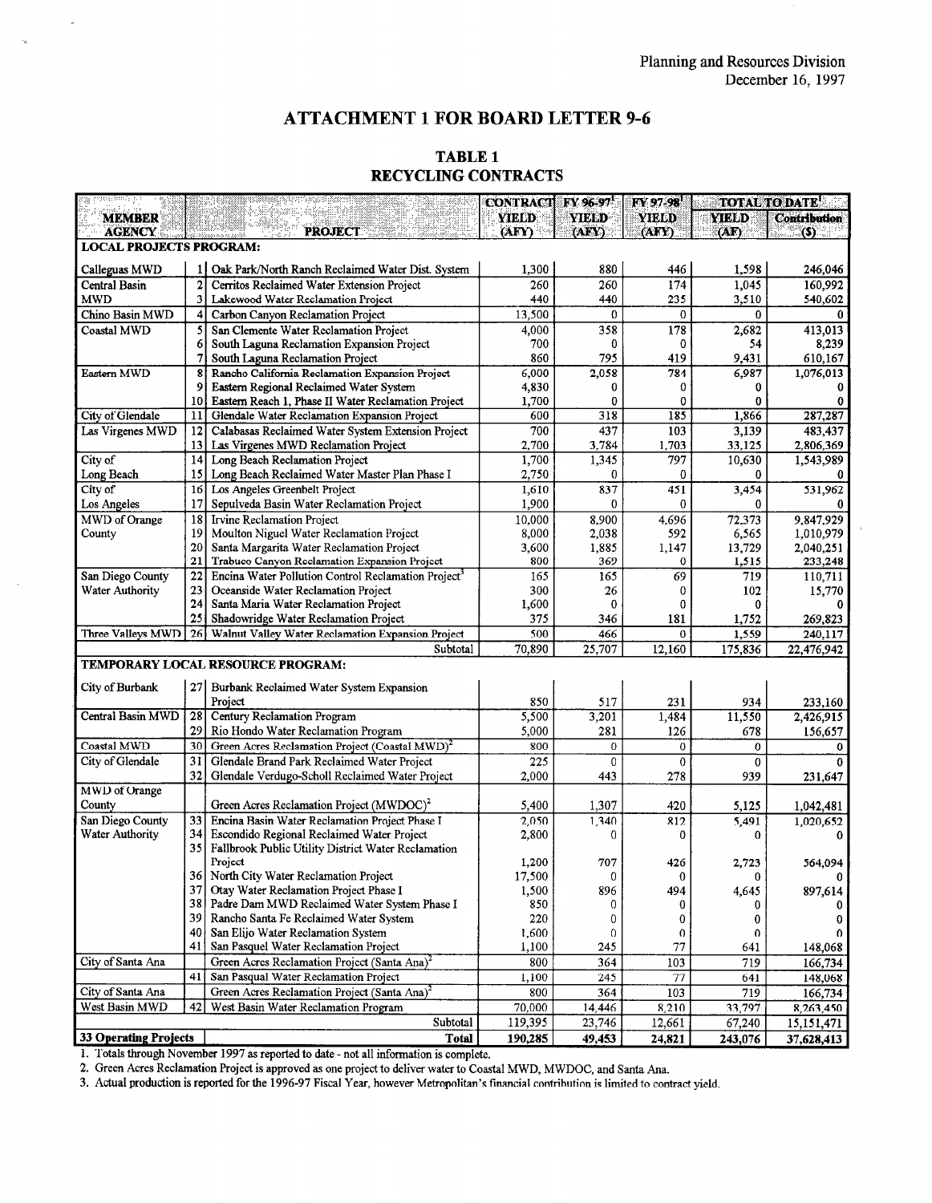Planning and Resources Division
December 16, 1997

# ATTACHMENT 1 FOR BOARD LETTER 9-6

## TABLE 1
## RECYCLING CONTRACTS

| MEMBER AGENCY | | PROJECT | CONTRACT YIELD (AFY) | FY 96-97[1] YIELD (AFY) | FY 97-98[1] YIELD (AFY) | TOTAL TO DATE[1] YIELD (AF) | TOTAL TO DATE[1] Contribution ($) |
|---|---|---|---|---|---|---|---|
| **LOCAL PROJECTS PROGRAM:** | | | | | | | |
| Calleguas MWD | 1 | Oak Park/North Ranch Reclaimed Water Dist. System | 1,300 | 880 | 446 | 1,598 | 246,046 |
| Central Basin MWD | 2 | Cerritos Reclaimed Water Extension Project | 260 | 260 | 174 | 1,045 | 160,992 |
| | 3 | Lakewood Water Reclamation Project | 440 | 440 | 235 | 3,510 | 540,602 |
| Chino Basin MWD | 4 | Carbon Canyon Reclamation Project | 13,500 | 0 | 0 | 0 | 0 |
| Coastal MWD | 5 | San Clemente Water Reclamation Project | 4,000 | 358 | 178 | 2,682 | 413,013 |
| | 6 | South Laguna Reclamation Expansion Project | 700 | 0 | 0 | 54 | 8,239 |
| | 7 | South Laguna Reclamation Project | 860 | 795 | 419 | 9,431 | 610,167 |
| Eastern MWD | 8 | Rancho California Reclamation Expansion Project | 6,000 | 2,058 | 784 | 6,987 | 1,076,013 |
| | 9 | Eastern Regional Reclaimed Water System | 4,830 | 0 | 0 | 0 | 0 |
| | 10 | Eastern Reach 1, Phase II Water Reclamation Project | 1,700 | 0 | 0 | 0 | 0 |
| City of Glendale | 11 | Glendale Water Reclamation Expansion Project | 600 | 318 | 185 | 1,866 | 287,287 |
| Las Virgenes MWD | 12 | Calabasas Reclaimed Water System Extension Project | 700 | 437 | 103 | 3,139 | 483,437 |
| | 13 | Las Virgenes MWD Reclamation Project | 2,700 | 3,784 | 1,703 | 33,125 | 2,806,369 |
| City of Long Beach | 14 | Long Beach Reclamation Project | 1,700 | 1,345 | 797 | 10,630 | 1,543,989 |
| | 15 | Long Beach Reclaimed Water Master Plan Phase I | 2,750 | 0 | 0 | 0 | 0 |
| City of Los Angeles | 16 | Los Angeles Greenbelt Project | 1,610 | 837 | 451 | 3,454 | 531,962 |
| | 17 | Sepulveda Basin Water Reclamation Project | 1,900 | 0 | 0 | 0 | 0 |
| MWD of Orange County | 18 | Irvine Reclamation Project | 10,000 | 8,900 | 4,696 | 72,373 | 9,847,929 |
| | 19 | Moulton Niguel Water Reclamation Project | 8,000 | 2,038 | 592 | 6,565 | 1,010,979 |
| | 20 | Santa Margarita Water Reclamation Project | 3,600 | 1,885 | 1,147 | 13,729 | 2,040,251 |
| | 21 | Trabuco Canyon Reclamation Expansion Project | 800 | 369 | 0 | 1,515 | 233,248 |
| San Diego County Water Authority | 22 | Encina Water Pollution Control Reclamation Project[3] | 165 | 165 | 69 | 719 | 110,711 |
| | 23 | Oceanside Water Reclamation Project | 300 | 26 | 0 | 102 | 15,770 |
| | 24 | Santa Maria Water Reclamation Project | 1,600 | 0 | 0 | 0 | 0 |
| | 25 | Shadowridge Water Reclamation Project | 375 | 346 | 181 | 1,752 | 269,823 |
| Three Valleys MWD | 26 | Walnut Valley Water Reclamation Expansion Project | 500 | 466 | 0 | 1,559 | 240,117 |
| | | Subtotal | 70,890 | 25,707 | 12,160 | 175,836 | 22,476,942 |
| **TEMPORARY LOCAL RESOURCE PROGRAM:** | | | | | | | |
| City of Burbank | 27 | Burbank Reclaimed Water System Expansion Project | 850 | 517 | 231 | 934 | 233,160 |
| Central Basin MWD | 28 | Century Reclamation Program | 5,500 | 3,201 | 1,484 | 11,550 | 2,426,915 |
| | 29 | Rio Hondo Water Reclamation Program | 5,000 | 281 | 126 | 678 | 156,657 |
| Coastal MWD | 30 | Green Acres Reclamation Project (Coastal MWD)[2] | 800 | 0 | 0 | 0 | 0 |
| City of Glendale | 31 | Glendale Brand Park Reclaimed Water Project | 225 | 0 | 0 | 0 | 0 |
| | 32 | Glendale Verdugo-Scholl Reclaimed Water Project | 2,000 | 443 | 278 | 939 | 231,647 |
| MWD of Orange County | | Green Acres Reclamation Project (MWDOC)[2] | 5,400 | 1,307 | 420 | 5,125 | 1,042,481 |
| San Diego County Water Authority | 33 | Encina Basin Water Reclamation Project Phase I | 2,050 | 1,340 | 812 | 5,491 | 1,020,652 |
| | 34 | Escondido Regional Reclaimed Water Project | 2,800 | 0 | 0 | 0 | 0 |
| | 35 | Fallbrook Public Utility District Water Reclamation Project | 1,200 | 707 | 426 | 2,723 | 564,094 |
| | 36 | North City Water Reclamation Project | 17,500 | 0 | 0 | 0 | 0 |
| | 37 | Otay Water Reclamation Project Phase I | 1,500 | 896 | 494 | 4,645 | 897,614 |
| | 38 | Padre Dam MWD Reclaimed Water System Phase I | 850 | 0 | 0 | 0 | 0 |
| | 39 | Rancho Santa Fe Reclaimed Water System | 220 | 0 | 0 | 0 | 0 |
| | 40 | San Elijo Water Reclamation System | 1,600 | 0 | 0 | 0 | 0 |
| | 41 | San Pasquel Water Reclamation Project | 1,100 | 245 | 77 | 641 | 148,068 |
| City of Santa Ana | | Green Acres Reclamation Project (Santa Ana)[2] | 800 | 364 | 103 | 719 | 166,734 |
| | 41 | San Pasqual Water Reclamation Project | 1,100 | 245 | 77 | 641 | 148,068 |
| City of Santa Ana | | Green Acres Reclamation Project (Santa Ana)[2] | 800 | 364 | 103 | 719 | 166,734 |
| West Basin MWD | 42 | West Basin Water Reclamation Program | 70,000 | 14,446 | 8,210 | 33,797 | 8,263,450 |
| | | Subtotal | 119,395 | 23,746 | 12,661 | 67,240 | 15,151,471 |
| **33 Operating Projects** | | **Total** | **190,285** | **49,453** | **24,821** | **243,076** | **37,628,413** |

1. Totals through November 1997 as reported to date - not all information is complete.
2. Green Acres Reclamation Project is approved as one project to deliver water to Coastal MWD, MWDOC, and Santa Ana.
3. Actual production is reported for the 1996-97 Fiscal Year, however Metropolitan's financial contribution is limited to contract yield.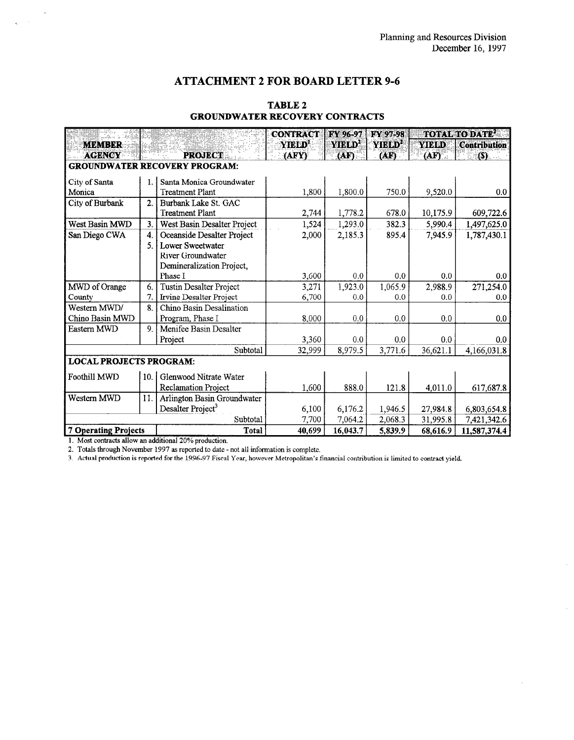Planning and Resources Division
December 16, 1997

# ATTACHMENT 2 FOR BOARD LETTER 9-6

## TABLE 2
## GROUNDWATER RECOVERY CONTRACTS

| MEMBER AGENCY | | PROJECT | CONTRACT YIELD[1] (AFY) | FY 96-97 YIELD[2] (AF) | FY 97-98 YIELD[2] (AF) | TOTAL TO DATE[2] YIELD (AF) | TOTAL TO DATE[2] Contribution ($) |
|---|---|---|---|---|---|---|---|
| **GROUNDWATER RECOVERY PROGRAM:** | | | | | | | |
| City of Santa Monica | 1. | Santa Monica Groundwater Treatment Plant | 1,800 | 1,800.0 | 750.0 | 9,520.0 | 0.0 |
| City of Burbank | 2. | Burbank Lake St. GAC Treatment Plant | 2,744 | 1,778.2 | 678.0 | 10,175.9 | 609,722.6 |
| West Basin MWD | 3. | West Basin Desalter Project | 1,524 | 1,293.0 | 382.3 | 5,990.4 | 1,497,625.0 |
| San Diego CWA | 4. | Oceanside Desalter Project | 2,000 | 2,185.3 | 895.4 | 7,945.9 | 1,787,430.1 |
| | 5. | Lower Sweetwater River Groundwater Demineralization Project, Phase I | 3,600 | 0.0 | 0.0 | 0.0 | 0.0 |
| MWD of Orange County | 6. | Tustin Desalter Project | 3,271 | 1,923.0 | 1,065.9 | 2,988.9 | 271,254.0 |
| | 7. | Irvine Desalter Project | 6,700 | 0.0 | 0.0 | 0.0 | 0.0 |
| Western MWD/ Chino Basin MWD | 8. | Chino Basin Desalination Program, Phase I | 8,000 | 0.0 | 0.0 | 0.0 | 0.0 |
| Eastern MWD | 9. | Menifee Basin Desalter Project | 3,360 | 0.0 | 0.0 | 0.0 | 0.0 |
| | | Subtotal | 32,999 | 8,979.5 | 3,771.6 | 36,621.1 | 4,166,031.8 |
| **LOCAL PROJECTS PROGRAM:** | | | | | | | |
| Foothill MWD | 10. | Glenwood Nitrate Water Reclamation Project | 1,600 | 888.0 | 121.8 | 4,011.0 | 617,687.8 |
| Western MWD | 11. | Arlington Basin Groundwater Desalter Project[3] | 6,100 | 6,176.2 | 1,946.5 | 27,984.8 | 6,803,654.8 |
| | | Subtotal | 7,700 | 7,064.2 | 2,068.3 | 31,995.8 | 7,421,342.6 |
| **7 Operating Projects** | | **Total** | **40,699** | **16,043.7** | **5,839.9** | **68,616.9** | **11,587,374.4** |

1. Most contracts allow an additional 20% production.
2. Totals through November 1997 as reported to date - not all information is complete.
3. Actual production is reported for the 1996-97 Fiscal Year, however Metropolitan's financial contribution is limited to contract yield.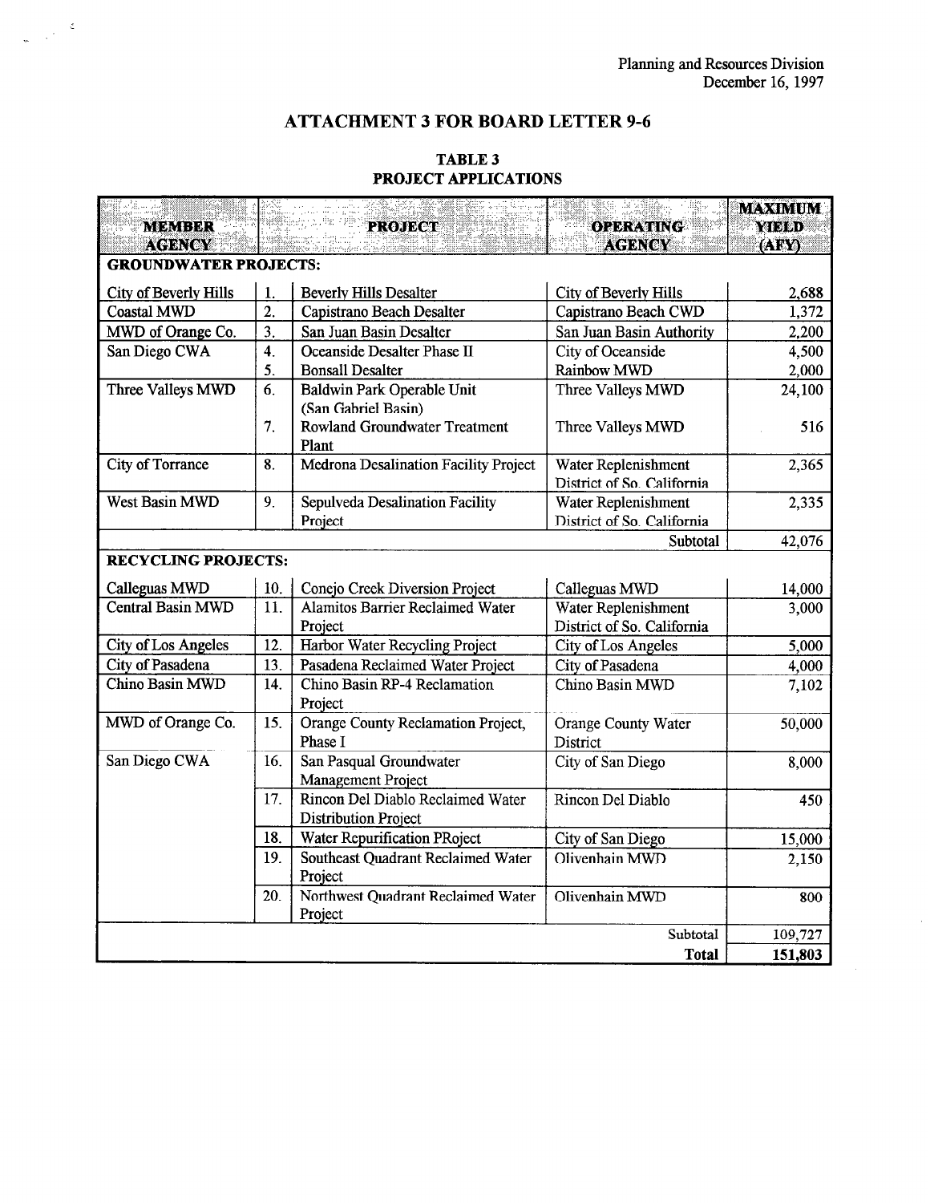Planning and Resources Division
December 16, 1997

# ATTACHMENT 3 FOR BOARD LETTER 9-6

## TABLE 3
## PROJECT APPLICATIONS

| MEMBER AGENCY | | PROJECT | OPERATING AGENCY | MAXIMUM YIELD (AFY) |
|---|---|---|---|---|
| **GROUNDWATER PROJECTS:** | | | | |
| City of Beverly Hills | 1. | Beverly Hills Desalter | City of Beverly Hills | 2,688 |
| Coastal MWD | 2. | Capistrano Beach Desalter | Capistrano Beach CWD | 1,372 |
| MWD of Orange Co. | 3. | San Juan Basin Desalter | San Juan Basin Authority | 2,200 |
| San Diego CWA | 4. | Oceanside Desalter Phase II | City of Oceanside | 4,500 |
| | 5. | Bonsall Desalter | Rainbow MWD | 2,000 |
| Three Valleys MWD | 6. | Baldwin Park Operable Unit (San Gabriel Basin) | Three Valleys MWD | 24,100 |
| | 7. | Rowland Groundwater Treatment Plant | Three Valleys MWD | 516 |
| City of Torrance | 8. | Medrona Desalination Facility Project | Water Replenishment District of So. California | 2,365 |
| West Basin MWD | 9. | Sepulveda Desalination Facility Project | Water Replenishment District of So. California | 2,335 |
| | | | Subtotal | 42,076 |
| **RECYCLING PROJECTS:** | | | | |
| Calleguas MWD | 10. | Conejo Creek Diversion Project | Calleguas MWD | 14,000 |
| Central Basin MWD | 11. | Alamitos Barrier Reclaimed Water Project | Water Replenishment District of So. California | 3,000 |
| City of Los Angeles | 12. | Harbor Water Recycling Project | City of Los Angeles | 5,000 |
| City of Pasadena | 13. | Pasadena Reclaimed Water Project | City of Pasadena | 4,000 |
| Chino Basin MWD | 14. | Chino Basin RP-4 Reclamation Project | Chino Basin MWD | 7,102 |
| MWD of Orange Co. | 15. | Orange County Reclamation Project, Phase I | Orange County Water District | 50,000 |
| San Diego CWA | 16. | San Pasqual Groundwater Management Project | City of San Diego | 8,000 |
| | 17. | Rincon Del Diablo Reclaimed Water Distribution Project | Rincon Del Diablo | 450 |
| | 18. | Water Repurification PRoject | City of San Diego | 15,000 |
| | 19. | Southeast Quadrant Reclaimed Water Project | Olivenhain MWD | 2,150 |
| | 20. | Northwest Quadrant Reclaimed Water Project | Olivenhain MWD | 800 |
| | | | Subtotal | 109,727 |
| | | | **Total** | **151,803** |